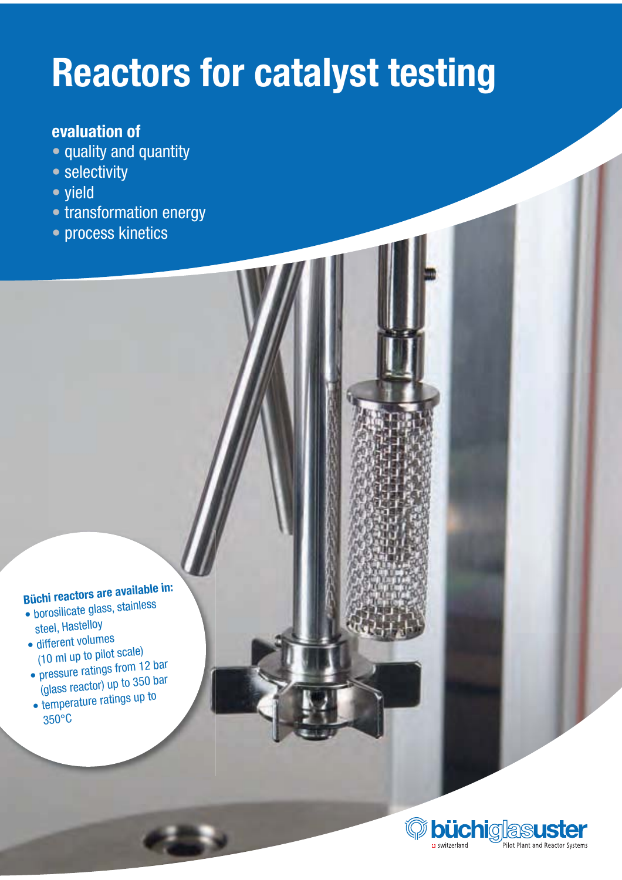# Reactors for catalyst testing

**evaluation of**

- quality and quantity
- selectivity
- yield
- transformation energy
- process kinetics

**Büchi reactors are available in:**

- borosilicate glass, stainless steel, Hastelloy
- different volumes (10 ml up to pilot scale)
- pressure ratings from 12 bar (glass reactor) up to 350 bar
- temperature ratings up to 350°C

büchiglasuster
switzerland
Pilot Plant and Reactor Systems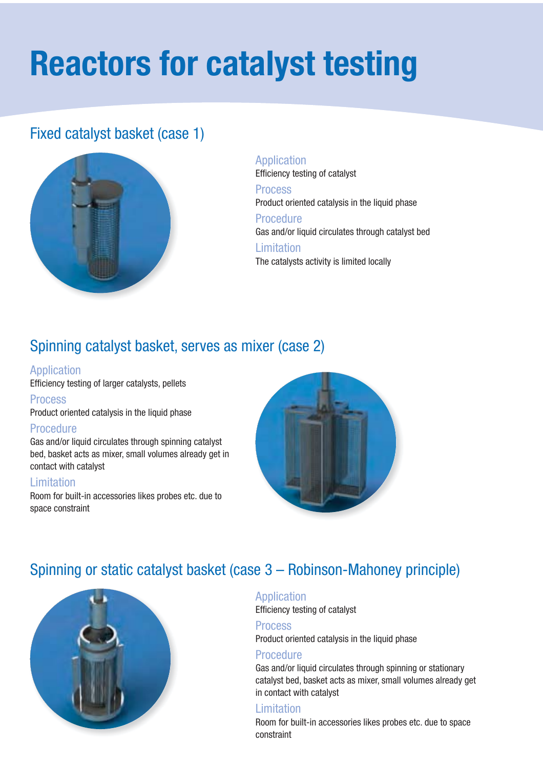# Reactors for catalyst testing

## Fixed catalyst basket (case 1)

### Application
Efficiency testing of catalyst

### Process
Product oriented catalysis in the liquid phase

### Procedure
Gas and/or liquid circulates through catalyst bed

### Limitation
The catalysts activity is limited locally

## Spinning catalyst basket, serves as mixer (case 2)

### Application
Efficiency testing of larger catalysts, pellets

### Process
Product oriented catalysis in the liquid phase

### Procedure
Gas and/or liquid circulates through spinning catalyst bed, basket acts as mixer, small volumes already get in contact with catalyst

### Limitation
Room for built-in accessories likes probes etc. due to space constraint

## Spinning or static catalyst basket (case 3 – Robinson-Mahoney principle)

### Application
Efficiency testing of catalyst

### Process
Product oriented catalysis in the liquid phase

### Procedure
Gas and/or liquid circulates through spinning or stationary catalyst bed, basket acts as mixer, small volumes already get in contact with catalyst

### Limitation
Room for built-in accessories likes probes etc. due to space constraint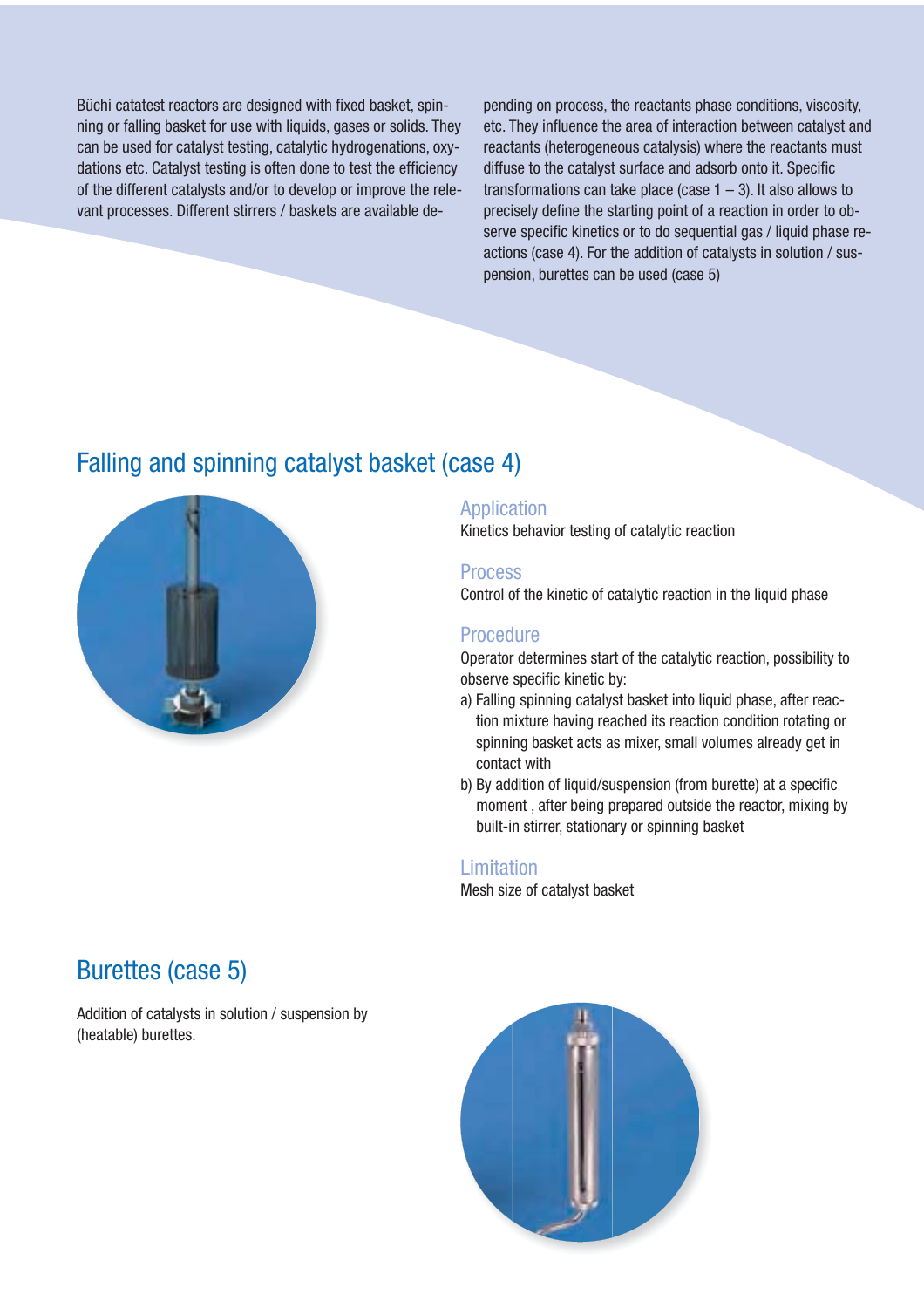Büchi catatest reactors are designed with fixed basket, spinning or falling basket for use with liquids, gases or solids. They can be used for catalyst testing, catalytic hydrogenations, oxydations etc. Catalyst testing is often done to test the efficiency of the different catalysts and/or to develop or improve the relevant processes. Different stirrers / baskets are available depending on process, the reactants phase conditions, viscosity, etc. They influence the area of interaction between catalyst and reactants (heterogeneous catalysis) where the reactants must diffuse to the catalyst surface and adsorb onto it. Specific transformations can take place (case 1 – 3). It also allows to precisely define the starting point of a reaction in order to observe specific kinetics or to do sequential gas / liquid phase reactions (case 4). For the addition of catalysts in solution / suspension, burettes can be used (case 5)

## Falling and spinning catalyst basket (case 4)

### Application

Kinetics behavior testing of catalytic reaction

### Process

Control of the kinetic of catalytic reaction in the liquid phase

### Procedure

Operator determines start of the catalytic reaction, possibility to observe specific kinetic by:

a) Falling spinning catalyst basket into liquid phase, after reaction mixture having reached its reaction condition rotating or spinning basket acts as mixer, small volumes already get in contact with
b) By addition of liquid/suspension (from burette) at a specific moment , after being prepared outside the reactor, mixing by built-in stirrer, stationary or spinning basket

### Limitation

Mesh size of catalyst basket

## Burettes (case 5)

Addition of catalysts in solution / suspension by (heatable) burettes.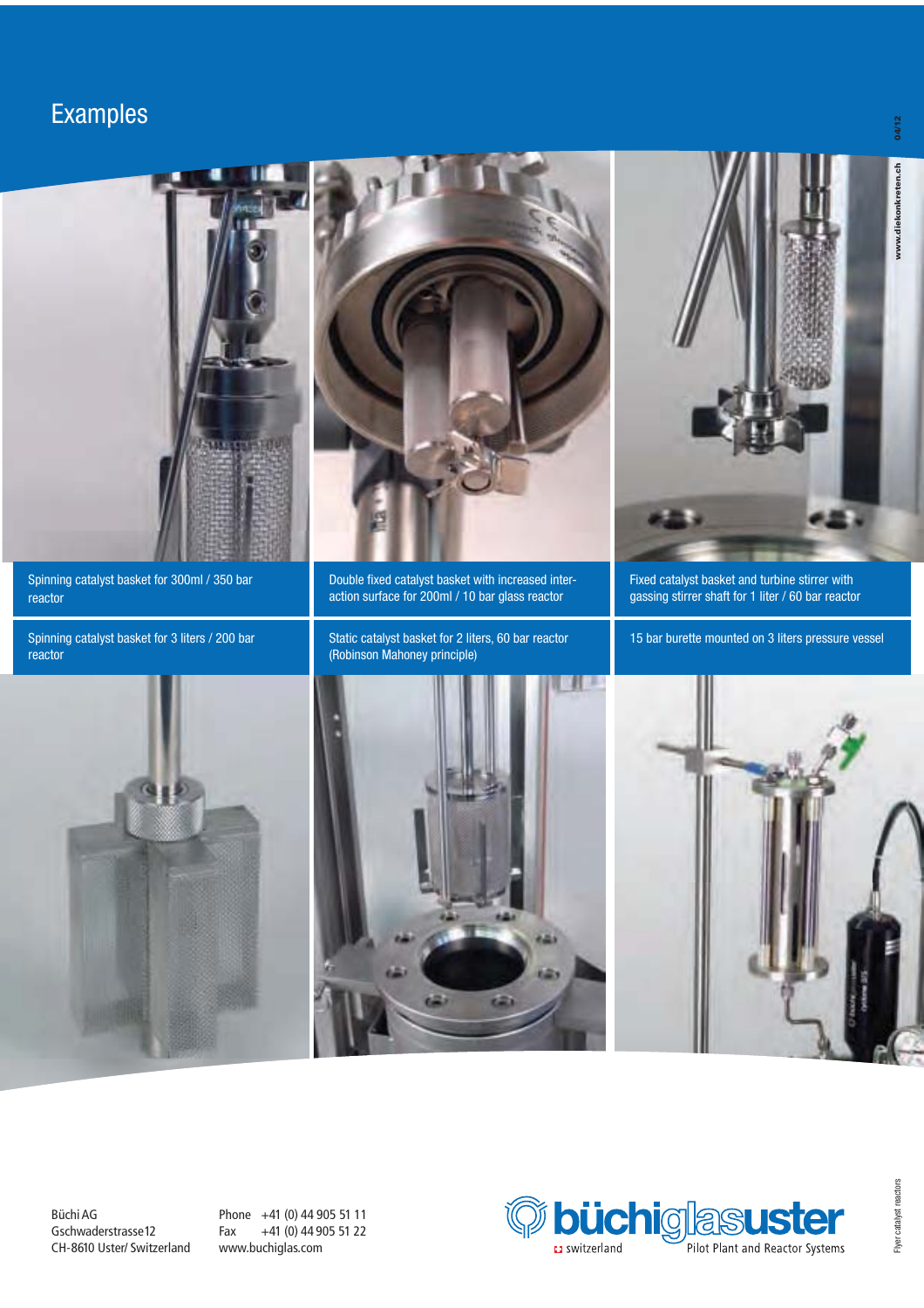# Examples

Spinning catalyst basket for 300ml / 350 bar reactor

Double fixed catalyst basket with increased interaction surface for 200ml / 10 bar glass reactor

Fixed catalyst basket and turbine stirrer with gassing stirrer shaft for 1 liter / 60 bar reactor

Spinning catalyst basket for 3 liters / 200 bar reactor

Static catalyst basket for 2 liters, 60 bar reactor (Robinson Mahoney principle)

15 bar burette mounted on 3 liters pressure vessel

Büchi AG
Gschwaderstrasse 12
CH-8610 Uster/ Switzerland

Phone +41 (0) 44 905 51 11
Fax +41 (0) 44 905 51 22
www.buchiglas.com

büchiglasuster
switzerland
Pilot Plant and Reactor Systems